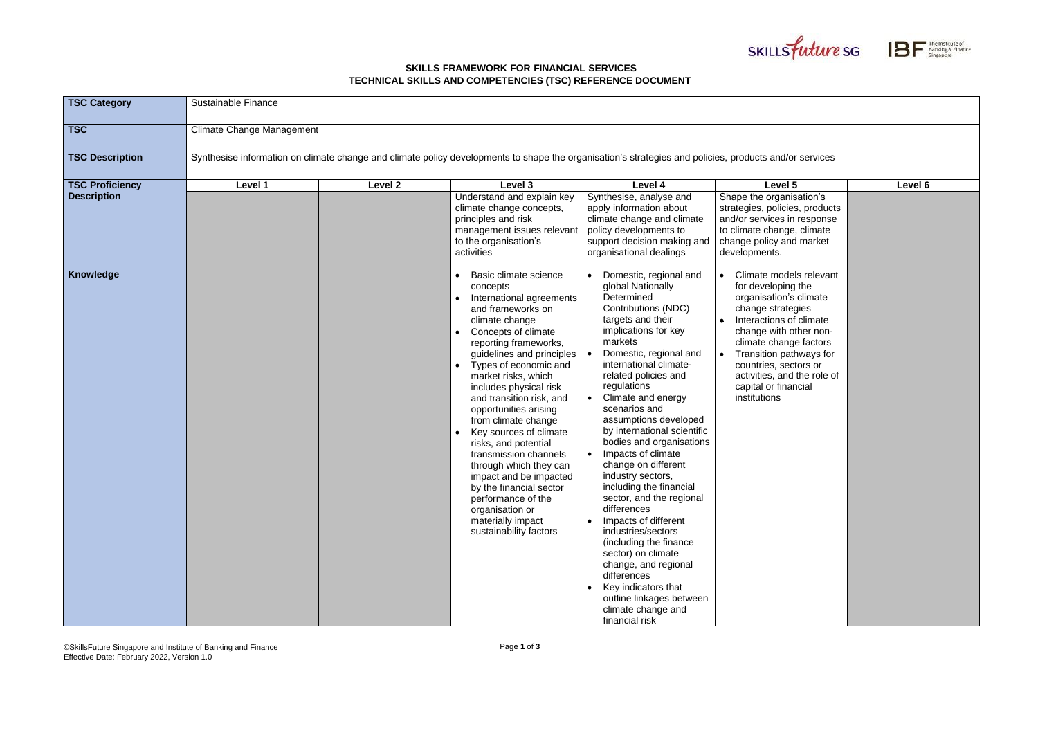**SKILLS FRAMEWORK FOR FINANCIAL SERVICES**
**TECHNICAL SKILLS AND COMPETENCIES (TSC) REFERENCE DOCUMENT**

| **TSC Category** | Sustainable Finance | | | | | |
|---|---|---|---|---|---|---|
| **TSC** | Climate Change Management | | | | | |
| **TSC Description** | Synthesise information on climate change and climate policy developments to shape the organisation's strategies and policies, products and/or services | | | | | |
| **TSC Proficiency Description** | **Level 1** | **Level 2** | **Level 3** | **Level 4** | **Level 5** | **Level 6** |
| | | | Understand and explain key climate change concepts, principles and risk management issues relevant to the organisation's activities | Synthesise, analyse and apply information about climate change and climate policy developments to support decision making and organisational dealings | Shape the organisation's strategies, policies, products and/or services in response to climate change, climate change policy and market developments. | |
| **Knowledge** | | | • Basic climate science concepts<br>• International agreements and frameworks on climate change<br>• Concepts of climate reporting frameworks, guidelines and principles<br>• Types of economic and market risks, which includes physical risk and transition risk, and opportunities arising from climate change<br>• Key sources of climate risks, and potential transmission channels through which they can impact and be impacted by the financial sector performance of the organisation or materially impact sustainability factors | • Domestic, regional and global Nationally Determined Contributions (NDC) targets and their implications for key markets<br>• Domestic, regional and international climate-related policies and regulations<br>• Climate and energy scenarios and assumptions developed by international scientific bodies and organisations<br>• Impacts of climate change on different industry sectors, including the financial sector, and the regional differences<br>• Impacts of different industries/sectors (including the finance sector) on climate change, and regional differences<br>• Key indicators that outline linkages between climate change and financial risk | • Climate models relevant for developing the organisation's climate change strategies<br>• Interactions of climate change with other non-climate change factors<br>• Transition pathways for countries, sectors or activities, and the role of capital or financial institutions | |

©SkillsFuture Singapore and Institute of Banking and Finance
Effective Date: February 2022, Version 1.0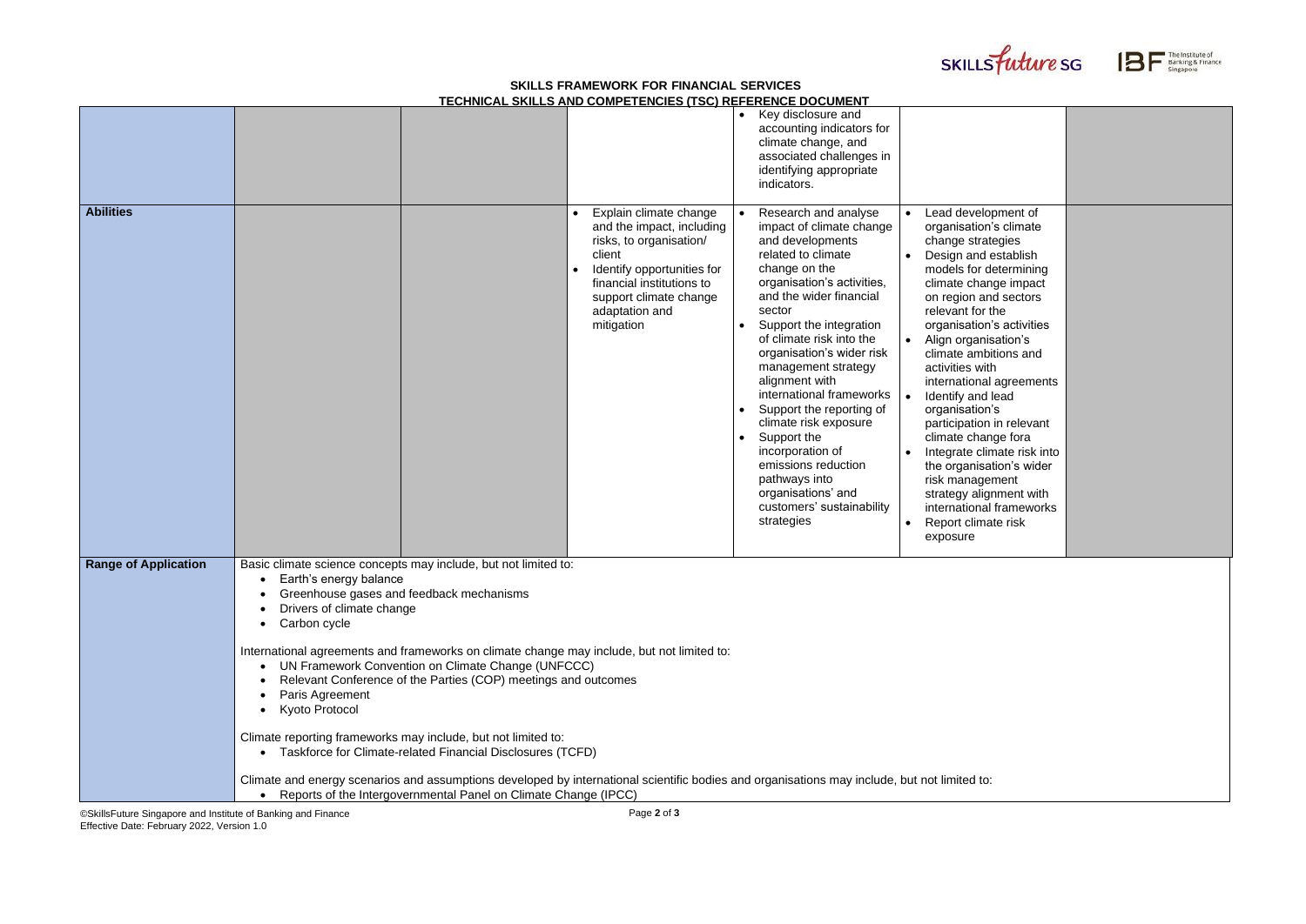**SKILLS FRAMEWORK FOR FINANCIAL SERVICES**
**TECHNICAL SKILLS AND COMPETENCIES (TSC) REFERENCE DOCUMENT**

| | | | | | | |
|---|---|---|---|---|---|---|
| | | | | • Key disclosure and accounting indicators for climate change, and associated challenges in identifying appropriate indicators. | | |
| **Abilities** | | | • Explain climate change and the impact, including risks, to organisation/ client<br>• Identify opportunities for financial institutions to support climate change adaptation and mitigation | • Research and analyse impact of climate change and developments related to climate change on the organisation's activities, and the wider financial sector<br>• Support the integration of climate risk into the organisation's wider risk management strategy alignment with international frameworks<br>• Support the reporting of climate risk exposure<br>• Support the incorporation of emissions reduction pathways into organisations' and customers' sustainability strategies | • Lead development of organisation's climate change strategies<br>• Design and establish models for determining climate change impact on region and sectors relevant for the organisation's activities<br>• Align organisation's climate ambitions and activities with international agreements<br>• Identify and lead organisation's participation in relevant climate change fora<br>• Integrate climate risk into the organisation's wider risk management strategy alignment with international frameworks<br>• Report climate risk exposure | |
| **Range of Application** | Basic climate science concepts may include, but not limited to:<br>• Earth's energy balance<br>• Greenhouse gases and feedback mechanisms<br>• Drivers of climate change<br>• Carbon cycle<br><br>International agreements and frameworks on climate change may include, but not limited to:<br>• UN Framework Convention on Climate Change (UNFCCC)<br>• Relevant Conference of the Parties (COP) meetings and outcomes<br>• Paris Agreement<br>• Kyoto Protocol<br><br>Climate reporting frameworks may include, but not limited to:<br>• Taskforce for Climate-related Financial Disclosures (TCFD)<br><br>Climate and energy scenarios and assumptions developed by international scientific bodies and organisations may include, but not limited to:<br>• Reports of the Intergovernmental Panel on Climate Change (IPCC) | | | | | |

©SkillsFuture Singapore and Institute of Banking and Finance
Effective Date: February 2022, Version 1.0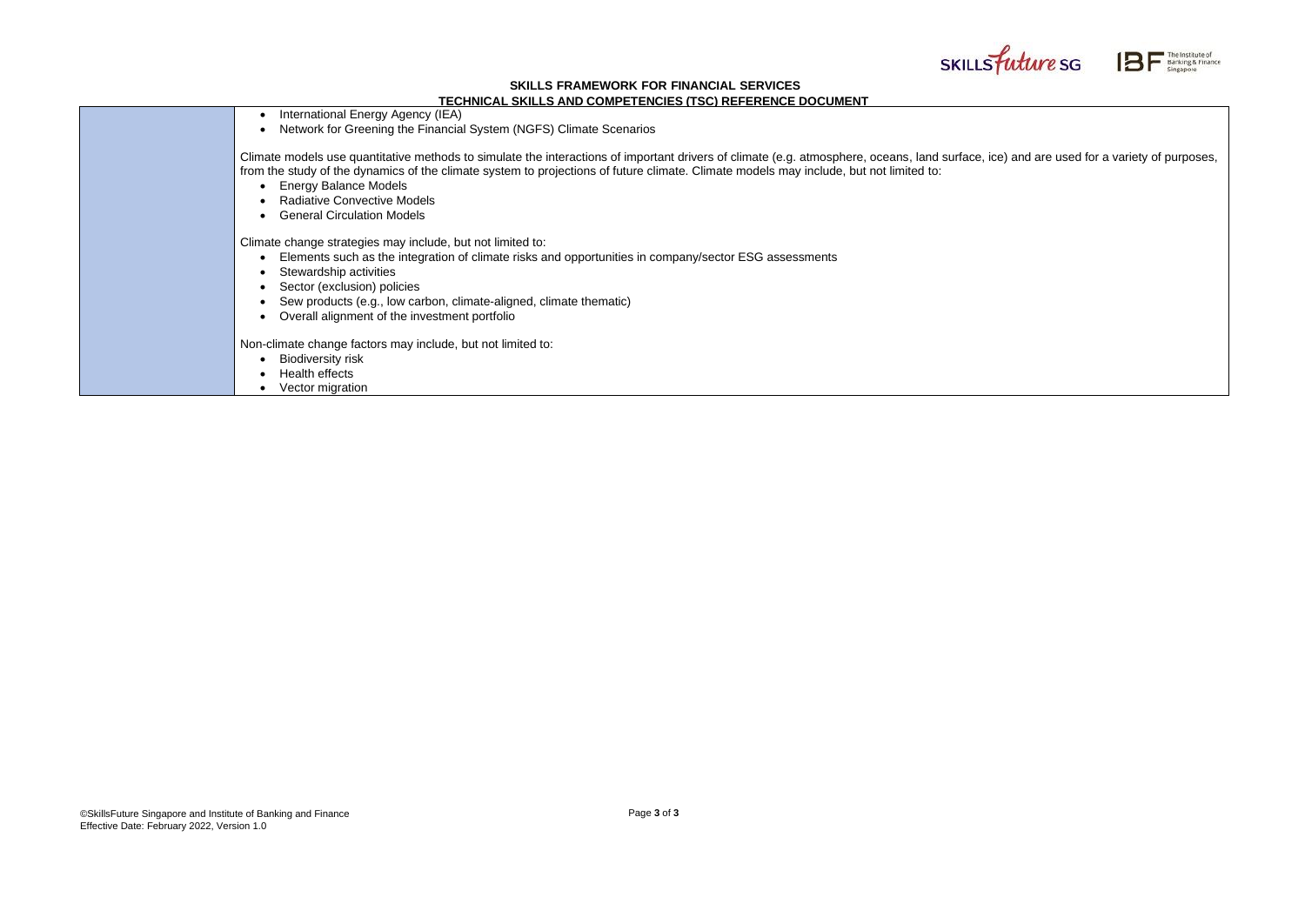| | |
|---|---|
| | • International Energy Agency (IEA)<br>• Network for Greening the Financial System (NGFS) Climate Scenarios<br><br>Climate models use quantitative methods to simulate the interactions of important drivers of climate (e.g. atmosphere, oceans, land surface, ice) and are used for a variety of purposes, from the study of the dynamics of the climate system to projections of future climate. Climate models may include, but not limited to:<br>• Energy Balance Models<br>• Radiative Convective Models<br>• General Circulation Models<br><br>Climate change strategies may include, but not limited to:<br>• Elements such as the integration of climate risks and opportunities in company/sector ESG assessments<br>• Stewardship activities<br>• Sector (exclusion) policies<br>• Sew products (e.g., low carbon, climate-aligned, climate thematic)<br>• Overall alignment of the investment portfolio<br><br>Non-climate change factors may include, but not limited to:<br>• Biodiversity risk<br>• Health effects<br>• Vector migration |